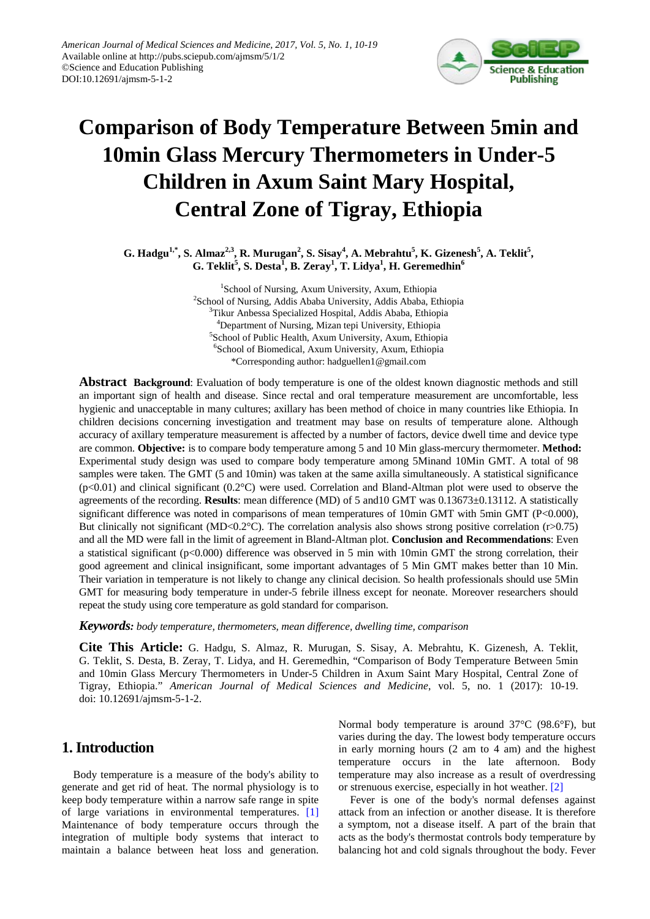American Journal of Medical Sciences and Medicine, 2017, Vol. 5, No. 1, 10-19
Available online at http://pubs.sciepub.com/ajmsm/5/1/2
©Science and Education Publishing
DOI:10.12691/ajmsm-5-1-2

# Comparison of Body Temperature Between 5min and 10min Glass Mercury Thermometers in Under-5 Children in Axum Saint Mary Hospital, Central Zone of Tigray, Ethiopia

**G. Hadgu[1,*], S. Almaz[2,3], R. Murugan[2], S. Sisay[4], A. Mebrahtu[5], K. Gizenesh[5], A. Teklit[5], G. Teklit[5], S. Desta[1], B. Zeray[1], T. Lidya[1], H. Geremedhin[6]**

[1]School of Nursing, Axum University, Axum, Ethiopia
[2]School of Nursing, Addis Ababa University, Addis Ababa, Ethiopia
[3]Tikur Anbessa Specialized Hospital, Addis Ababa, Ethiopia
[4]Department of Nursing, Mizan tepi University, Ethiopia
[5]School of Public Health, Axum University, Axum, Ethiopia
[6]School of Biomedical, Axum University, Axum, Ethiopia
*Corresponding author: hadguellen1@gmail.com

**Abstract** **Background**: Evaluation of body temperature is one of the oldest known diagnostic methods and still an important sign of health and disease. Since rectal and oral temperature measurement are uncomfortable, less hygienic and unacceptable in many cultures; axillary has been method of choice in many countries like Ethiopia. In children decisions concerning investigation and treatment may base on results of temperature alone. Although accuracy of axillary temperature measurement is affected by a number of factors, device dwell time and device type are common. **Objective:** is to compare body temperature among 5 and 10 Min glass-mercury thermometer. **Method:** Experimental study design was used to compare body temperature among 5Minand 10Min GMT. A total of 98 samples were taken. The GMT (5 and 10min) was taken at the same axilla simultaneously. A statistical significance ($p<0.01$) and clinical significant (0.2°C) were used. Correlation and Bland-Altman plot were used to observe the agreements of the recording. **Results**: mean difference (MD) of 5 and10 GMT was 0.13673±0.13112. A statistically significant difference was noted in comparisons of mean temperatures of 10min GMT with 5min GMT ($P<0.000$), But clinically not significant (MD<0.2°C). The correlation analysis also shows strong positive correlation ($r>0.75$) and all the MD were fall in the limit of agreement in Bland-Altman plot. **Conclusion and Recommendations**: Even a statistical significant ($p<0.000$) difference was observed in 5 min with 10min GMT the strong correlation, their good agreement and clinical insignificant, some important advantages of 5 Min GMT makes better than 10 Min. Their variation in temperature is not likely to change any clinical decision. So health professionals should use 5Min GMT for measuring body temperature in under-5 febrile illness except for neonate. Moreover researchers should repeat the study using core temperature as gold standard for comparison.

***Keywords:*** *body temperature, thermometers, mean difference, dwelling time, comparison*

**Cite This Article:** G. Hadgu, S. Almaz, R. Murugan, S. Sisay, A. Mebrahtu, K. Gizenesh, A. Teklit, G. Teklit, S. Desta, B. Zeray, T. Lidya, and H. Geremedhin, "Comparison of Body Temperature Between 5min and 10min Glass Mercury Thermometers in Under-5 Children in Axum Saint Mary Hospital, Central Zone of Tigray, Ethiopia." *American Journal of Medical Sciences and Medicine*, vol. 5, no. 1 (2017): 10-19. doi: 10.12691/ajmsm-5-1-2.

## 1. Introduction

Body temperature is a measure of the body's ability to generate and get rid of heat. The normal physiology is to keep body temperature within a narrow safe range in spite of large variations in environmental temperatures. [1] Maintenance of body temperature occurs through the integration of multiple body systems that interact to maintain a balance between heat loss and generation. Normal body temperature is around 37°C (98.6°F), but varies during the day. The lowest body temperature occurs in early morning hours (2 am to 4 am) and the highest temperature occurs in the late afternoon. Body temperature may also increase as a result of overdressing or strenuous exercise, especially in hot weather. [2]

Fever is one of the body's normal defenses against attack from an infection or another disease. It is therefore a symptom, not a disease itself. A part of the brain that acts as the body's thermostat controls body temperature by balancing hot and cold signals throughout the body. Fever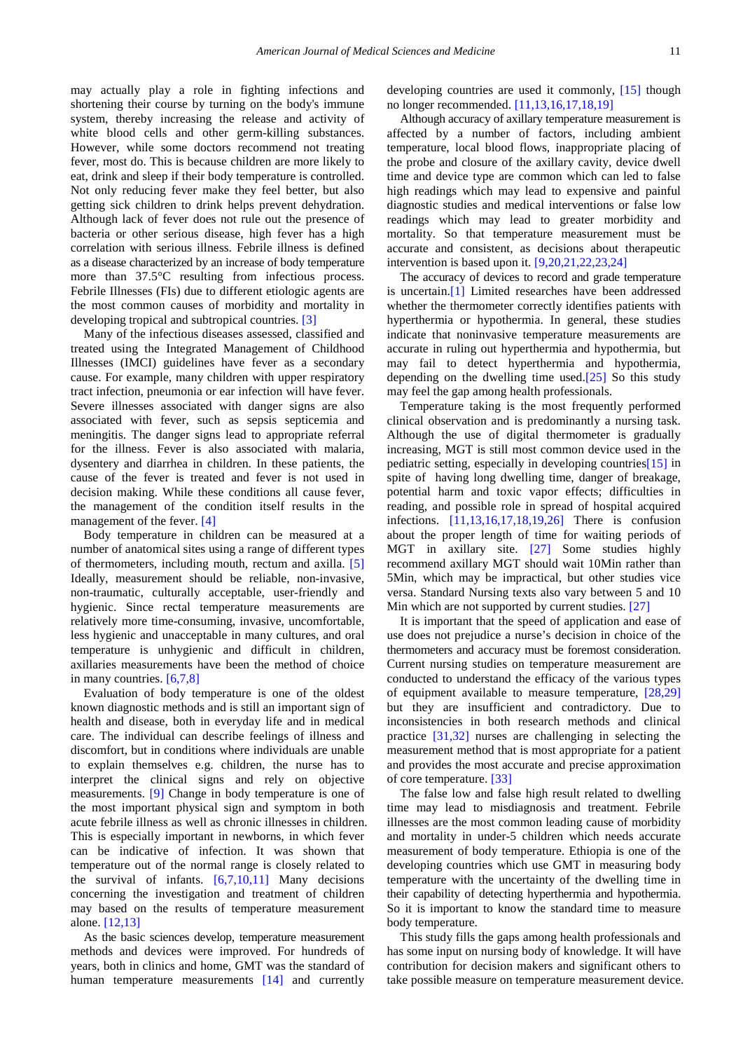may actually play a role in fighting infections and shortening their course by turning on the body's immune system, thereby increasing the release and activity of white blood cells and other germ-killing substances. However, while some doctors recommend not treating fever, most do. This is because children are more likely to eat, drink and sleep if their body temperature is controlled. Not only reducing fever make they feel better, but also getting sick children to drink helps prevent dehydration. Although lack of fever does not rule out the presence of bacteria or other serious disease, high fever has a high correlation with serious illness. Febrile illness is defined as a disease characterized by an increase of body temperature more than 37.5°C resulting from infectious process. Febrile Illnesses (FIs) due to different etiologic agents are the most common causes of morbidity and mortality in developing tropical and subtropical countries. [3]

Many of the infectious diseases assessed, classified and treated using the Integrated Management of Childhood Illnesses (IMCI) guidelines have fever as a secondary cause. For example, many children with upper respiratory tract infection, pneumonia or ear infection will have fever. Severe illnesses associated with danger signs are also associated with fever, such as sepsis septicemia and meningitis. The danger signs lead to appropriate referral for the illness. Fever is also associated with malaria, dysentery and diarrhea in children. In these patients, the cause of the fever is treated and fever is not used in decision making. While these conditions all cause fever, the management of the condition itself results in the management of the fever. [4]

Body temperature in children can be measured at a number of anatomical sites using a range of different types of thermometers, including mouth, rectum and axilla. [5] Ideally, measurement should be reliable, non-invasive, non-traumatic, culturally acceptable, user-friendly and hygienic. Since rectal temperature measurements are relatively more time-consuming, invasive, uncomfortable, less hygienic and unacceptable in many cultures, and oral temperature is unhygienic and difficult in children, axillaries measurements have been the method of choice in many countries. [6,7,8]

Evaluation of body temperature is one of the oldest known diagnostic methods and is still an important sign of health and disease, both in everyday life and in medical care. The individual can describe feelings of illness and discomfort, but in conditions where individuals are unable to explain themselves e.g. children, the nurse has to interpret the clinical signs and rely on objective measurements. [9] Change in body temperature is one of the most important physical sign and symptom in both acute febrile illness as well as chronic illnesses in children. This is especially important in newborns, in which fever can be indicative of infection. It was shown that temperature out of the normal range is closely related to the survival of infants. [6,7,10,11] Many decisions concerning the investigation and treatment of children may based on the results of temperature measurement alone. [12,13]

As the basic sciences develop, temperature measurement methods and devices were improved. For hundreds of years, both in clinics and home, GMT was the standard of human temperature measurements [14] and currently developing countries are used it commonly, [15] though no longer recommended. [11,13,16,17,18,19]

Although accuracy of axillary temperature measurement is affected by a number of factors, including ambient temperature, local blood flows, inappropriate placing of the probe and closure of the axillary cavity, device dwell time and device type are common which can led to false high readings which may lead to expensive and painful diagnostic studies and medical interventions or false low readings which may lead to greater morbidity and mortality. So that temperature measurement must be accurate and consistent, as decisions about therapeutic intervention is based upon it. [9,20,21,22,23,24]

The accuracy of devices to record and grade temperature is uncertain.[1] Limited researches have been addressed whether the thermometer correctly identifies patients with hyperthermia or hypothermia. In general, these studies indicate that noninvasive temperature measurements are accurate in ruling out hyperthermia and hypothermia, but may fail to detect hyperthermia and hypothermia, depending on the dwelling time used.[25] So this study may feel the gap among health professionals.

Temperature taking is the most frequently performed clinical observation and is predominantly a nursing task. Although the use of digital thermometer is gradually increasing, MGT is still most common device used in the pediatric setting, especially in developing countries[15] in spite of having long dwelling time, danger of breakage, potential harm and toxic vapor effects; difficulties in reading, and possible role in spread of hospital acquired infections. [11,13,16,17,18,19,26] There is confusion about the proper length of time for waiting periods of MGT in axillary site. [27] Some studies highly recommend axillary MGT should wait 10Min rather than 5Min, which may be impractical, but other studies vice versa. Standard Nursing texts also vary between 5 and 10 Min which are not supported by current studies. [27]

It is important that the speed of application and ease of use does not prejudice a nurse's decision in choice of the thermometers and accuracy must be foremost consideration. Current nursing studies on temperature measurement are conducted to understand the efficacy of the various types of equipment available to measure temperature, [28,29] but they are insufficient and contradictory. Due to inconsistencies in both research methods and clinical practice [31,32] nurses are challenging in selecting the measurement method that is most appropriate for a patient and provides the most accurate and precise approximation of core temperature. [33]

The false low and false high result related to dwelling time may lead to misdiagnosis and treatment. Febrile illnesses are the most common leading cause of morbidity and mortality in under-5 children which needs accurate measurement of body temperature. Ethiopia is one of the developing countries which use GMT in measuring body temperature with the uncertainty of the dwelling time in their capability of detecting hyperthermia and hypothermia. So it is important to know the standard time to measure body temperature.

This study fills the gaps among health professionals and has some input on nursing body of knowledge. It will have contribution for decision makers and significant others to take possible measure on temperature measurement device.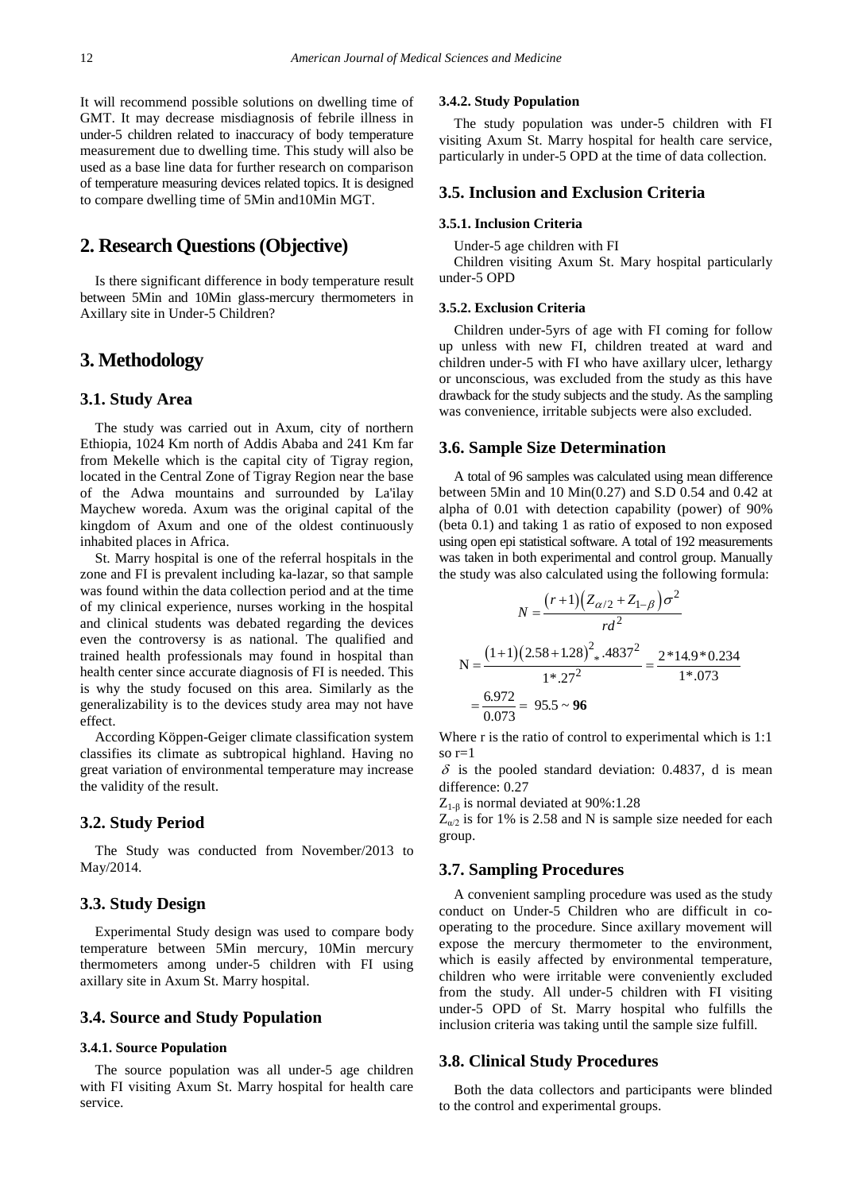It will recommend possible solutions on dwelling time of GMT. It may decrease misdiagnosis of febrile illness in under-5 children related to inaccuracy of body temperature measurement due to dwelling time. This study will also be used as a base line data for further research on comparison of temperature measuring devices related topics. It is designed to compare dwelling time of 5Min and10Min MGT.

## 2. Research Questions (Objective)

Is there significant difference in body temperature result between 5Min and 10Min glass-mercury thermometers in Axillary site in Under-5 Children?

## 3. Methodology

### 3.1. Study Area

The study was carried out in Axum, city of northern Ethiopia, 1024 Km north of Addis Ababa and 241 Km far from Mekelle which is the capital city of Tigray region, located in the Central Zone of Tigray Region near the base of the Adwa mountains and surrounded by La'ilay Maychew woreda. Axum was the original capital of the kingdom of Axum and one of the oldest continuously inhabited places in Africa.

St. Marry hospital is one of the referral hospitals in the zone and FI is prevalent including ka-lazar, so that sample was found within the data collection period and at the time of my clinical experience, nurses working in the hospital and clinical students was debated regarding the devices even the controversy is as national. The qualified and trained health professionals may found in hospital than health center since accurate diagnosis of FI is needed. This is why the study focused on this area. Similarly as the generalizability is to the devices study area may not have effect.

According Köppen-Geiger climate classification system classifies its climate as subtropical highland. Having no great variation of environmental temperature may increase the validity of the result.

### 3.2. Study Period

The Study was conducted from November/2013 to May/2014.

### 3.3. Study Design

Experimental Study design was used to compare body temperature between 5Min mercury, 10Min mercury thermometers among under-5 children with FI using axillary site in Axum St. Marry hospital.

### 3.4. Source and Study Population

#### 3.4.1. Source Population

The source population was all under-5 age children with FI visiting Axum St. Marry hospital for health care service.

#### 3.4.2. Study Population

The study population was under-5 children with FI visiting Axum St. Marry hospital for health care service, particularly in under-5 OPD at the time of data collection.

### 3.5. Inclusion and Exclusion Criteria

#### 3.5.1. Inclusion Criteria

Under-5 age children with FI

Children visiting Axum St. Mary hospital particularly under-5 OPD

#### 3.5.2. Exclusion Criteria

Children under-5yrs of age with FI coming for follow up unless with new FI, children treated at ward and children under-5 with FI who have axillary ulcer, lethargy or unconscious, was excluded from the study as this have drawback for the study subjects and the study. As the sampling was convenience, irritable subjects were also excluded.

### 3.6. Sample Size Determination

A total of 96 samples was calculated using mean difference between 5Min and 10 Min(0.27) and S.D 0.54 and 0.42 at alpha of 0.01 with detection capability (power) of 90% (beta 0.1) and taking 1 as ratio of exposed to non exposed using open epi statistical software. A total of 192 measurements was taken in both experimental and control group. Manually the study was also calculated using the following formula:

$$N = \frac{(r+1)\left(Z_{\alpha/2} + Z_{1-\beta}\right)\sigma^2}{rd^2}$$

$$N = \frac{(1+1)(2.58+1.28)^2{}_{*}.4837^2}{1^{*}.27^2} = \frac{2^{*}14.9^{*}0.234}{1^{*}.073}$$

$$= \frac{6.972}{0.073} = 95.5 \sim \mathbf{96}$$

Where r is the ratio of control to experimental which is 1:1 so r=1

$\delta$ is the pooled standard deviation: 0.4837, d is mean difference: 0.27

$Z_{1-\beta}$ is normal deviated at 90%:1.28

$Z_{\alpha/2}$ is for 1% is 2.58 and N is sample size needed for each group.

### 3.7. Sampling Procedures

A convenient sampling procedure was used as the study conduct on Under-5 Children who are difficult in co-operating to the procedure. Since axillary movement will expose the mercury thermometer to the environment, which is easily affected by environmental temperature, children who were irritable were conveniently excluded from the study. All under-5 children with FI visiting under-5 OPD of St. Marry hospital who fulfills the inclusion criteria was taking until the sample size fulfill.

### 3.8. Clinical Study Procedures

Both the data collectors and participants were blinded to the control and experimental groups.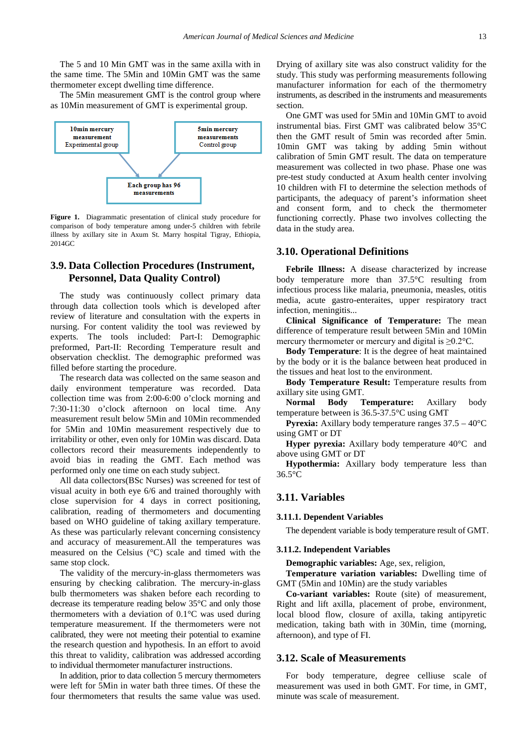The 5 and 10 Min GMT was in the same axilla with in the same time. The 5Min and 10Min GMT was the same thermometer except dwelling time difference.

The 5Min measurement GMT is the control group where as 10Min measurement of GMT is experimental group.

10min mercury measurement Experimental group → Each group has 96 measurements ← 5min mercury measurements Control group

**Figure 1.** Diagrammatic presentation of clinical study procedure for comparison of body temperature among under-5 children with febrile illness by axillary site in Axum St. Marry hospital Tigray, Ethiopia, 2014GC

## 3.9. Data Collection Procedures (Instrument, Personnel, Data Quality Control)

The study was continuously collect primary data through data collection tools which is developed after review of literature and consultation with the experts in nursing. For content validity the tool was reviewed by experts. The tools included: Part-I: Demographic preformed, Part-II: Recording Temperature result and observation checklist. The demographic preformed was filled before starting the procedure.

The research data was collected on the same season and daily environment temperature was recorded. Data collection time was from 2:00-6:00 o'clock morning and 7:30-11:30 o'clock afternoon on local time. Any measurement result below 5Min and 10Min recommended for 5Min and 10Min measurement respectively due to irritability or other, even only for 10Min was discard. Data collectors record their measurements independently to avoid bias in reading the GMT. Each method was performed only one time on each study subject.

All data collectors(BSc Nurses) was screened for test of visual acuity in both eye 6/6 and trained thoroughly with close supervision for 4 days in correct positioning, calibration, reading of thermometers and documenting based on WHO guideline of taking axillary temperature. As these was particularly relevant concerning consistency and accuracy of measurement.All the temperatures was measured on the Celsius (°C) scale and timed with the same stop clock.

The validity of the mercury-in-glass thermometers was ensuring by checking calibration. The mercury-in-glass bulb thermometers was shaken before each recording to decrease its temperature reading below 35°C and only those thermometers with a deviation of 0.1°C was used during temperature measurement. If the thermometers were not calibrated, they were not meeting their potential to examine the research question and hypothesis. In an effort to avoid this threat to validity, calibration was addressed according to individual thermometer manufacturer instructions.

In addition, prior to data collection 5 mercury thermometers were left for 5Min in water bath three times. Of these the four thermometers that results the same value was used. Drying of axillary site was also construct validity for the study. This study was performing measurements following manufacturer information for each of the thermometry instruments, as described in the instruments and measurements section.

One GMT was used for 5Min and 10Min GMT to avoid instrumental bias. First GMT was calibrated below 35°C then the GMT result of 5min was recorded after 5min. 10min GMT was taking by adding 5min without calibration of 5min GMT result. The data on temperature measurement was collected in two phase. Phase one was pre-test study conducted at Axum health center involving 10 children with FI to determine the selection methods of participants, the adequacy of parent's information sheet and consent form, and to check the thermometer functioning correctly. Phase two involves collecting the data in the study area.

## 3.10. Operational Definitions

**Febrile Illness:** A disease characterized by increase body temperature more than 37.5°C resulting from infectious process like malaria, pneumonia, measles, otitis media, acute gastro-enteraites, upper respiratory tract infection, meningitis...

**Clinical Significance of Temperature:** The mean difference of temperature result between 5Min and 10Min mercury thermometer or mercury and digital is ≥0.2°C.

**Body Temperature**: It is the degree of heat maintained by the body or it is the balance between heat produced in the tissues and heat lost to the environment.

**Body Temperature Result:** Temperature results from axillary site using GMT.

**Normal Body Temperature:** Axillary body temperature between is 36.5-37.5°C using GMT

**Pyrexia:** Axillary body temperature ranges 37.5 – 40°C using GMT or DT

**Hyper pyrexia:** Axillary body temperature 40°C and above using GMT or DT

**Hypothermia:** Axillary body temperature less than 36.5°C

## 3.11. Variables

### 3.11.1. Dependent Variables

The dependent variable is body temperature result of GMT.

### 3.11.2. Independent Variables

**Demographic variables:** Age, sex, religion,

**Temperature variation variables:** Dwelling time of GMT (5Min and 10Min) are the study variables

**Co-variant variables:** Route (site) of measurement, Right and lift axilla, placement of probe, environment, local blood flow, closure of axilla, taking antipyretic medication, taking bath with in 30Min, time (morning, afternoon), and type of FI.

## 3.12. Scale of Measurements

For body temperature, degree celliuse scale of measurement was used in both GMT. For time, in GMT, minute was scale of measurement.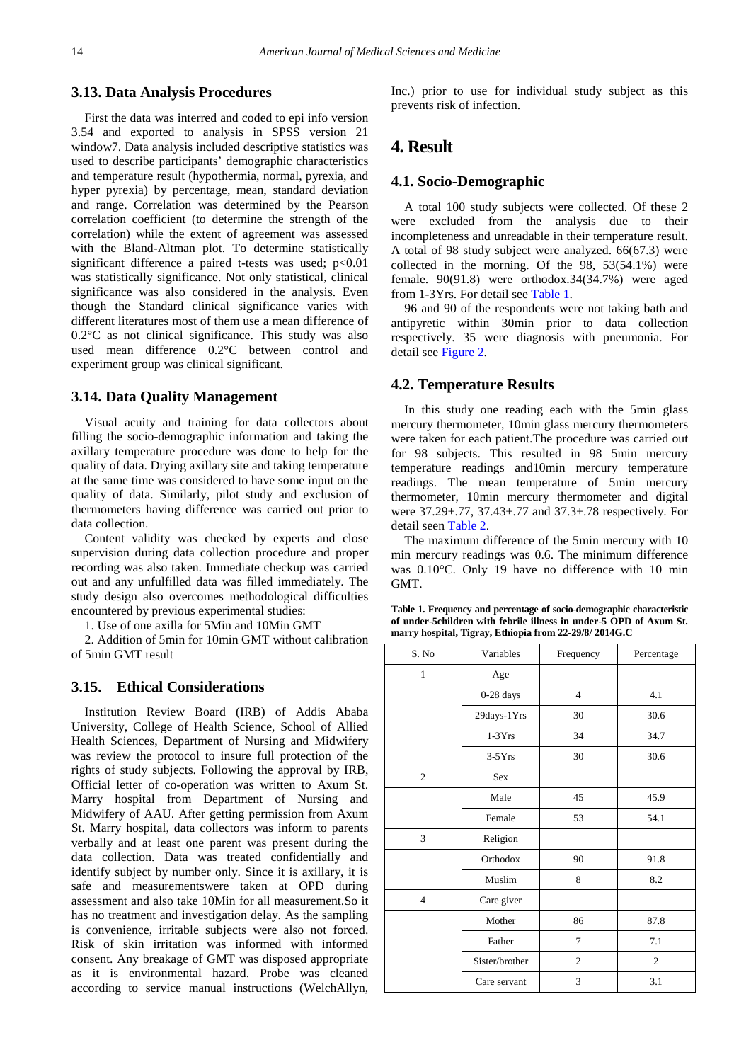### 3.13. Data Analysis Procedures

First the data was interred and coded to epi info version 3.54 and exported to analysis in SPSS version 21 window7. Data analysis included descriptive statistics was used to describe participants' demographic characteristics and temperature result (hypothermia, normal, pyrexia, and hyper pyrexia) by percentage, mean, standard deviation and range. Correlation was determined by the Pearson correlation coefficient (to determine the strength of the correlation) while the extent of agreement was assessed with the Bland-Altman plot. To determine statistically significant difference a paired t-tests was used; $p<0.01$ was statistically significance. Not only statistical, clinical significance was also considered in the analysis. Even though the Standard clinical significance varies with different literatures most of them use a mean difference of 0.2°C as not clinical significance. This study was also used mean difference 0.2°C between control and experiment group was clinical significant.

### 3.14. Data Quality Management

Visual acuity and training for data collectors about filling the socio-demographic information and taking the axillary temperature procedure was done to help for the quality of data. Drying axillary site and taking temperature at the same time was considered to have some input on the quality of data. Similarly, pilot study and exclusion of thermometers having difference was carried out prior to data collection.

Content validity was checked by experts and close supervision during data collection procedure and proper recording was also taken. Immediate checkup was carried out and any unfulfilled data was filled immediately. The study design also overcomes methodological difficulties encountered by previous experimental studies:

1. Use of one axilla for 5Min and 10Min GMT
2. Addition of 5min for 10min GMT without calibration of 5min GMT result

### 3.15. Ethical Considerations

Institution Review Board (IRB) of Addis Ababa University, College of Health Science, School of Allied Health Sciences, Department of Nursing and Midwifery was review the protocol to insure full protection of the rights of study subjects. Following the approval by IRB, Official letter of co-operation was written to Axum St. Marry hospital from Department of Nursing and Midwifery of AAU. After getting permission from Axum St. Marry hospital, data collectors was inform to parents verbally and at least one parent was present during the data collection. Data was treated confidentially and identify subject by number only. Since it is axillary, it is safe and measurementswere taken at OPD during assessment and also take 10Min for all measurement.So it has no treatment and investigation delay. As the sampling is convenience, irritable subjects were also not forced. Risk of skin irritation was informed with informed consent. Any breakage of GMT was disposed appropriate as it is environmental hazard. Probe was cleaned according to service manual instructions (WelchAllyn, Inc.) prior to use for individual study subject as this prevents risk of infection.

## 4. Result

### 4.1. Socio-Demographic

A total 100 study subjects were collected. Of these 2 were excluded from the analysis due to their incompleteness and unreadable in their temperature result. A total of 98 study subject were analyzed. 66(67.3) were collected in the morning. Of the 98, 53(54.1%) were female. 90(91.8) were orthodox.34(34.7%) were aged from 1-3Yrs. For detail see Table 1.

96 and 90 of the respondents were not taking bath and antipyretic within 30min prior to data collection respectively. 35 were diagnosis with pneumonia. For detail see Figure 2.

### 4.2. Temperature Results

In this study one reading each with the 5min glass mercury thermometer, 10min glass mercury thermometers were taken for each patient.The procedure was carried out for 98 subjects. This resulted in 98 5min mercury temperature readings and10min mercury temperature readings. The mean temperature of 5min mercury thermometer, 10min mercury thermometer and digital were 37.29±.77, 37.43±.77 and 37.3±.78 respectively. For detail seen Table 2.

The maximum difference of the 5min mercury with 10 min mercury readings was 0.6. The minimum difference was 0.10°C. Only 19 have no difference with 10 min GMT.

**Table 1. Frequency and percentage of socio-demographic characteristic of under-5children with febrile illness in under-5 OPD of Axum St. marry hospital, Tigray, Ethiopia from 22-29/8/ 2014G.C**

| S. No | Variables | Frequency | Percentage |
|---|---|---|---|
| 1 | Age | | |
| | 0-28 days | 4 | 4.1 |
| | 29days-1Yrs | 30 | 30.6 |
| | 1-3Yrs | 34 | 34.7 |
| | 3-5Yrs | 30 | 30.6 |
| 2 | Sex | | |
| | Male | 45 | 45.9 |
| | Female | 53 | 54.1 |
| 3 | Religion | | |
| | Orthodox | 90 | 91.8 |
| | Muslim | 8 | 8.2 |
| 4 | Care giver | | |
| | Mother | 86 | 87.8 |
| | Father | 7 | 7.1 |
| | Sister/brother | 2 | 2 |
| | Care servant | 3 | 3.1 |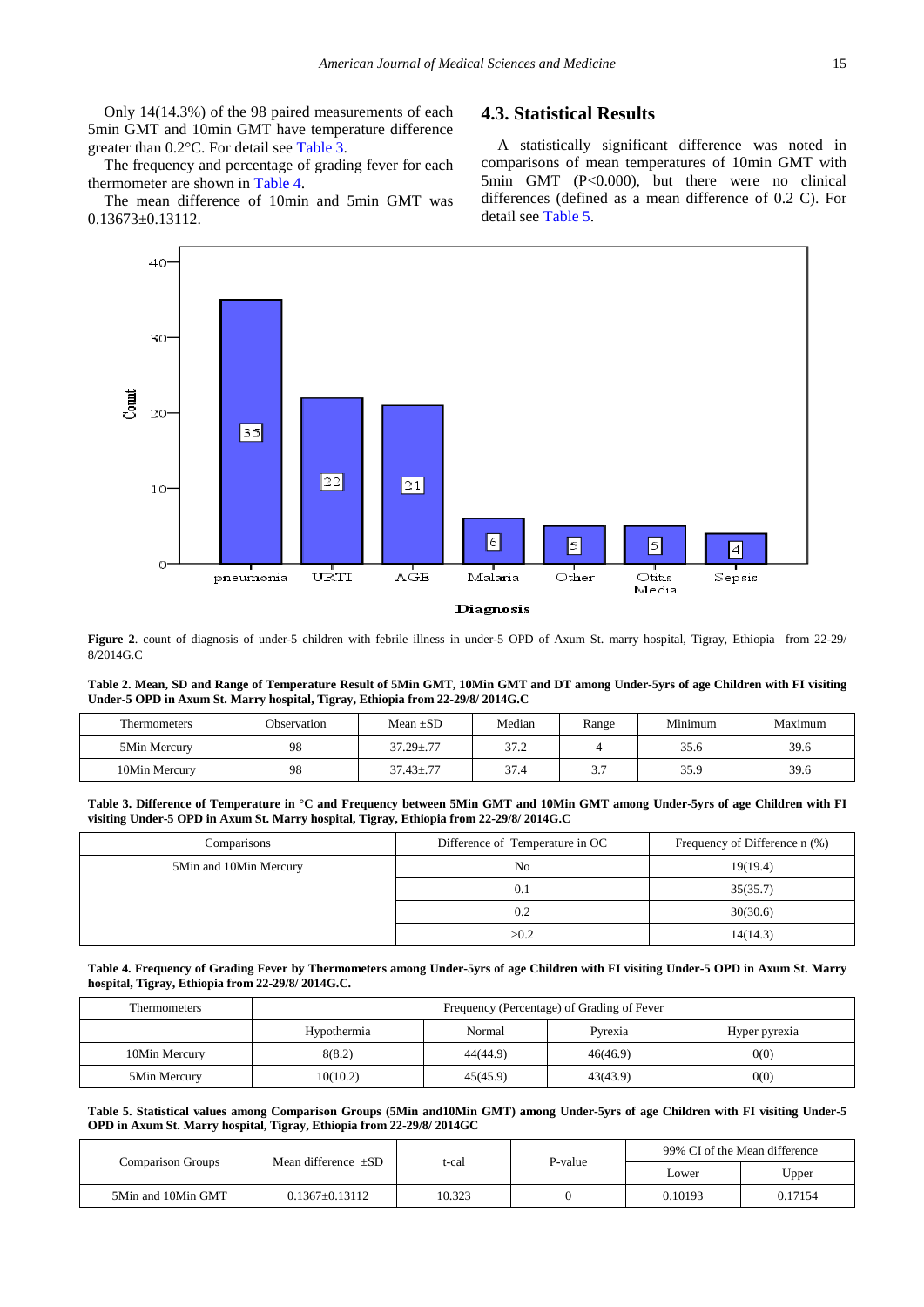Only 14(14.3%) of the 98 paired measurements of each 5min GMT and 10min GMT have temperature difference greater than 0.2°C. For detail see Table 3.

The frequency and percentage of grading fever for each thermometer are shown in Table 4.

The mean difference of 10min and 5min GMT was 0.13673±0.13112.

### 4.3. Statistical Results

A statistically significant difference was noted in comparisons of mean temperatures of 10min GMT with 5min GMT (P<0.000), but there were no clinical differences (defined as a mean difference of 0.2 C). For detail see Table 5.

**Figure 2**. count of diagnosis of under-5 children with febrile illness in under-5 OPD of Axum St. marry hospital, Tigray, Ethiopia from 22-29/ 8/2014G.C

**Table 2. Mean, SD and Range of Temperature Result of 5Min GMT, 10Min GMT and DT among Under-5yrs of age Children with FI visiting Under-5 OPD in Axum St. Marry hospital, Tigray, Ethiopia from 22-29/8/ 2014G.C**

| Thermometers | Observation | Mean ±SD | Median | Range | Minimum | Maximum |
|---|---|---|---|---|---|---|
| 5Min Mercury | 98 | 37.29±.77 | 37.2 | 4 | 35.6 | 39.6 |
| 10Min Mercury | 98 | 37.43±.77 | 37.4 | 3.7 | 35.9 | 39.6 |

**Table 3. Difference of Temperature in °C and Frequency between 5Min GMT and 10Min GMT among Under-5yrs of age Children with FI visiting Under-5 OPD in Axum St. Marry hospital, Tigray, Ethiopia from 22-29/8/ 2014G.C**

| Comparisons | Difference of Temperature in OC | Frequency of Difference n (%) |
|---|---|---|
| 5Min and 10Min Mercury | No | 19(19.4) |
| | 0.1 | 35(35.7) |
| | 0.2 | 30(30.6) |
| | >0.2 | 14(14.3) |

**Table 4. Frequency of Grading Fever by Thermometers among Under-5yrs of age Children with FI visiting Under-5 OPD in Axum St. Marry hospital, Tigray, Ethiopia from 22-29/8/ 2014G.C.**

| Thermometers | Frequency (Percentage) of Grading of Fever | | | |
|---|---|---|---|---|
| | Hypothermia | Normal | Pyrexia | Hyper pyrexia |
| 10Min Mercury | 8(8.2) | 44(44.9) | 46(46.9) | 0(0) |
| 5Min Mercury | 10(10.2) | 45(45.9) | 43(43.9) | 0(0) |

**Table 5. Statistical values among Comparison Groups (5Min and10Min GMT) among Under-5yrs of age Children with FI visiting Under-5 OPD in Axum St. Marry hospital, Tigray, Ethiopia from 22-29/8/ 2014GC**

| Comparison Groups | Mean difference ±SD | t-cal | P-value | 99% CI of the Mean difference | |
|---|---|---|---|---|---|
| | | | | Lower | Upper |
| 5Min and 10Min GMT | 0.1367±0.13112 | 10.323 | 0 | 0.10193 | 0.17154 |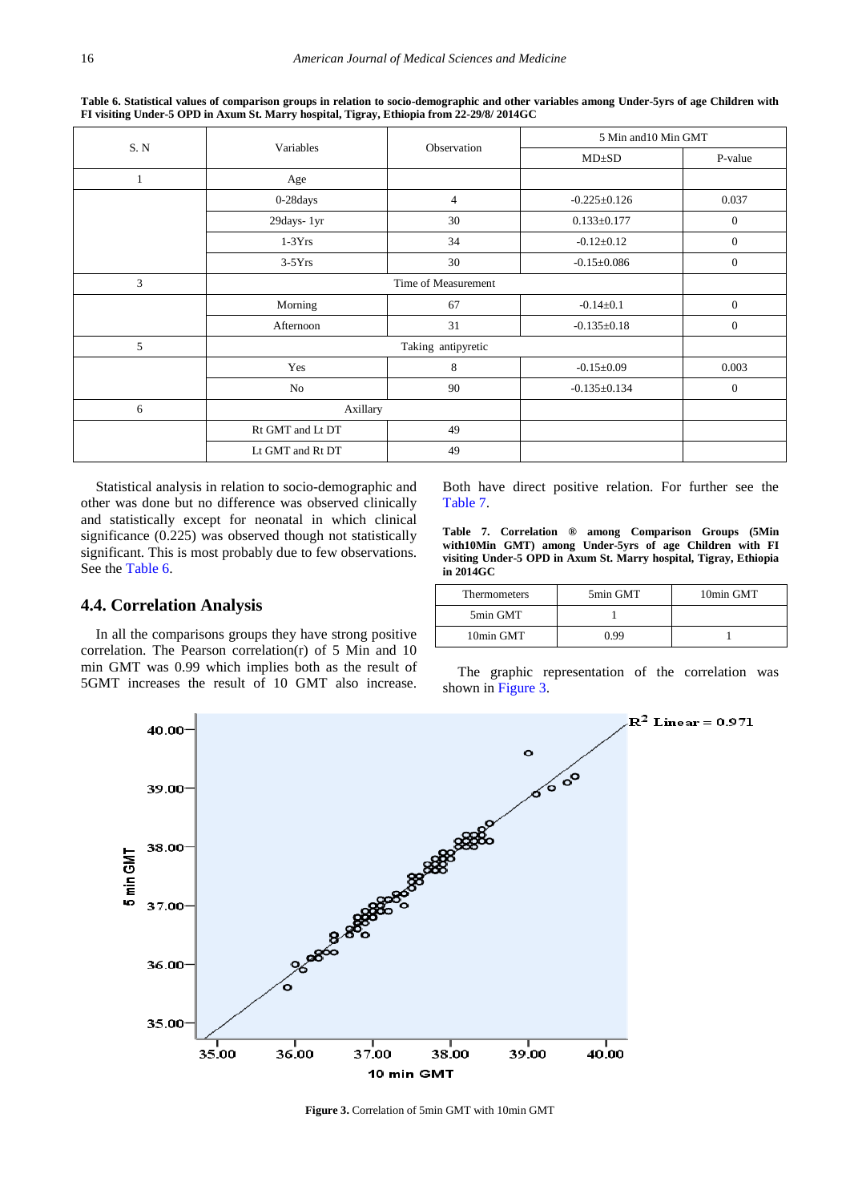**Table 6. Statistical values of comparison groups in relation to socio-demographic and other variables among Under-5yrs of age Children with FI visiting Under-5 OPD in Axum St. Marry hospital, Tigray, Ethiopia from 22-29/8/ 2014GC**

| S. N | Variables | Observation | 5 Min and10 Min GMT | |
|---|---|---|---|---|
| | | | MD±SD | P-value |
| 1 | Age | | | |
| | 0-28days | 4 | -0.225±0.126 | 0.037 |
| | 29days- 1yr | 30 | 0.133±0.177 | 0 |
| | 1-3Yrs | 34 | -0.12±0.12 | 0 |
| | 3-5Yrs | 30 | -0.15±0.086 | 0 |
| 3 | Time of Measurement | | | |
| | Morning | 67 | -0.14±0.1 | 0 |
| | Afternoon | 31 | -0.135±0.18 | 0 |
| 5 | Taking antipyretic | | | |
| | Yes | 8 | -0.15±0.09 | 0.003 |
| | No | 90 | -0.135±0.134 | 0 |
| 6 | Axillary | | | |
| | Rt GMT and Lt DT | 49 | | |
| | Lt GMT and Rt DT | 49 | | |

Statistical analysis in relation to socio-demographic and other was done but no difference was observed clinically and statistically except for neonatal in which clinical significance (0.225) was observed though not statistically significant. This is most probably due to few observations. See the Table 6.

## 4.4. Correlation Analysis

In all the comparisons groups they have strong positive correlation. The Pearson correlation(r) of 5 Min and 10 min GMT was 0.99 which implies both as the result of 5GMT increases the result of 10 GMT also increase. Both have direct positive relation. For further see the Table 7.

**Table 7. Correlation ® among Comparison Groups (5Min with10Min GMT) among Under-5yrs of age Children with FI visiting Under-5 OPD in Axum St. Marry hospital, Tigray, Ethiopia in 2014GC**

| Thermometers | 5min GMT | 10min GMT |
|---|---|---|
| 5min GMT | 1 | |
| 10min GMT | 0.99 | 1 |

The graphic representation of the correlation was shown in Figure 3.

**Figure 3.** Correlation of 5min GMT with 10min GMT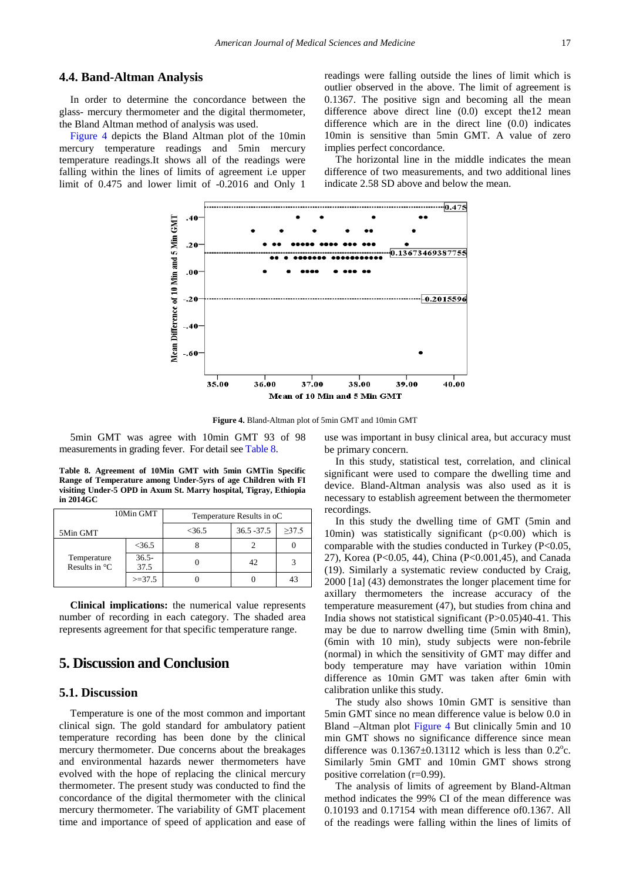### 4.4. Band-Altman Analysis

In order to determine the concordance between the glass- mercury thermometer and the digital thermometer, the Bland Altman method of analysis was used.

Figure 4 depicts the Bland Altman plot of the 10min mercury temperature readings and 5min mercury temperature readings.It shows all of the readings were falling within the lines of limits of agreement i.e upper limit of 0.475 and lower limit of -0.2016 and Only 1 readings were falling outside the lines of limit which is outlier observed in the above. The limit of agreement is 0.1367. The positive sign and becoming all the mean difference above direct line (0.0) except the12 mean difference which are in the direct line (0.0) indicates 10min is sensitive than 5min GMT. A value of zero implies perfect concordance.

The horizontal line in the middle indicates the mean difference of two measurements, and two additional lines indicate 2.58 SD above and below the mean.

**Figure 4.** Bland-Altman plot of 5min GMT and 10min GMT

5min GMT was agree with 10min GMT 93 of 98 measurements in grading fever. For detail see Table 8.

**Table 8. Agreement of 10Min GMT with 5min GMTin Specific Range of Temperature among Under-5yrs of age Children with FI visiting Under-5 OPD in Axum St. Marry hospital, Tigray, Ethiopia in 2014GC**

| 10Min GMT / 5Min GMT | | Temperature Results in oC | | |
|---|---|---|---|---|
| | | <36.5 | 36.5 -37.5 | ≥37.5 |
| Temperature Results in °C | <36.5 | 8 | 2 | 0 |
| | 36.5-37.5 | 0 | 42 | 3 |
| | >=37.5 | 0 | 0 | 43 |

**Clinical implications:** the numerical value represents number of recording in each category. The shaded area represents agreement for that specific temperature range.

## 5. Discussion and Conclusion

### 5.1. Discussion

Temperature is one of the most common and important clinical sign. The gold standard for ambulatory patient temperature recording has been done by the clinical mercury thermometer. Due concerns about the breakages and environmental hazards newer thermometers have evolved with the hope of replacing the clinical mercury thermometer. The present study was conducted to find the concordance of the digital thermometer with the clinical mercury thermometer. The variability of GMT placement time and importance of speed of application and ease of use was important in busy clinical area, but accuracy must be primary concern.

In this study, statistical test, correlation, and clinical significant were used to compare the dwelling time and device. Bland-Altman analysis was also used as it is necessary to establish agreement between the thermometer recordings.

In this study the dwelling time of GMT (5min and 10min) was statistically significant (p<0.00) which is comparable with the studies conducted in Turkey (P<0.05, 27), Korea (P<0.05, 44), China (P<0.001,45), and Canada (19). Similarly a systematic review conducted by Craig, 2000 [1a] (43) demonstrates the longer placement time for axillary thermometers the increase accuracy of the temperature measurement (47), but studies from china and India shows not statistical significant (P>0.05)40-41. This may be due to narrow dwelling time (5min with 8min), (6min with 10 min), study subjects were non-febrile (normal) in which the sensitivity of GMT may differ and body temperature may have variation within 10min difference as 10min GMT was taken after 6min with calibration unlike this study.

The study also shows 10min GMT is sensitive than 5min GMT since no mean difference value is below 0.0 in Bland –Altman plot Figure 4 But clinically 5min and 10 min GMT shows no significance difference since mean difference was 0.1367±0.13112 which is less than 0.2$^{o}$c. Similarly 5min GMT and 10min GMT shows strong positive correlation (r=0.99).

The analysis of limits of agreement by Bland-Altman method indicates the 99% CI of the mean difference was 0.10193 and 0.17154 with mean difference of0.1367. All of the readings were falling within the lines of limits of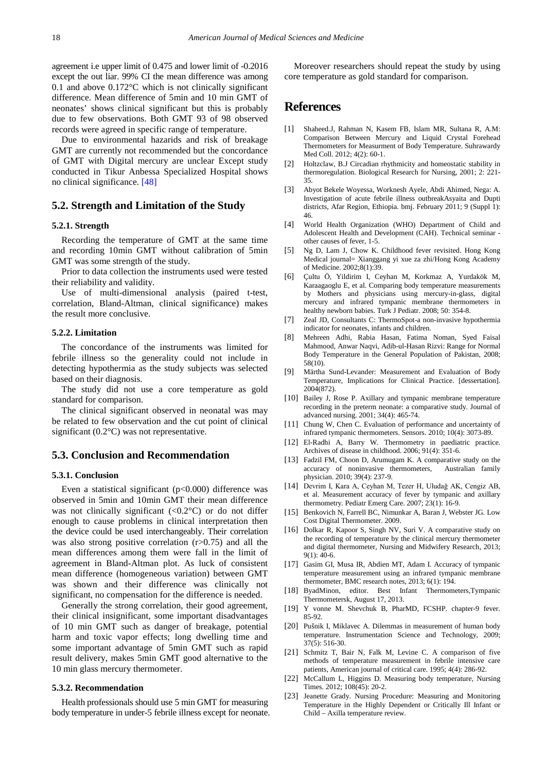agreement i.e upper limit of 0.475 and lower limit of -0.2016 except the out liar. 99% CI the mean difference was among 0.1 and above 0.172°C which is not clinically significant difference. Mean difference of 5min and 10 min GMT of neonates' shows clinical significant but this is probably due to few observations. Both GMT 93 of 98 observed records were agreed in specific range of temperature.

Due to environmental hazarids and risk of breakage GMT are currently not recommended but the concordance of GMT with Digital mercury are unclear Except study conducted in Tikur Anbessa Specialized Hospital shows no clinical significance. [48]

## 5.2. Strength and Limitation of the Study

### 5.2.1. Strength

Recording the temperature of GMT at the same time and recording 10min GMT without calibration of 5min GMT was some strength of the study.

Prior to data collection the instruments used were tested their reliability and validity.

Use of multi-dimensional analysis (paired t-test, correlation, Bland-Altman, clinical significance) makes the result more conclusive.

### 5.2.2. Limitation

The concordance of the instruments was limited for febrile illness so the generality could not include in detecting hypothermia as the study subjects was selected based on their diagnosis.

The study did not use a core temperature as gold standard for comparison.

The clinical significant observed in neonatal was may be related to few observation and the cut point of clinical significant (0.2°C) was not representative.

## 5.3. Conclusion and Recommendation

### 5.3.1. Conclusion

Even a statistical significant ($p<0.000$) difference was observed in 5min and 10min GMT their mean difference was not clinically significant (<0.2°C) or do not differ enough to cause problems in clinical interpretation then the device could be used interchangeably. Their correlation was also strong positive correlation ($r>0.75$) and all the mean differences among them were fall in the limit of agreement in Bland-Altman plot. As luck of consistent mean difference (homogeneous variation) between GMT was shown and their difference was clinically not significant, no compensation for the difference is needed.

Generally the strong correlation, their good agreement, their clinical insignificant, some important disadvantages of 10 min GMT such as danger of breakage, potential harm and toxic vapor effects; long dwelling time and some important advantage of 5min GMT such as rapid result delivery, makes 5min GMT good alternative to the 10 min glass mercury thermometer.

### 5.3.2. Recommendation

Health professionals should use 5 min GMT for measuring body temperature in under-5 febrile illness except for neonate.

Moreover researchers should repeat the study by using core temperature as gold standard for comparison.

# References

[1] Shaheed.J, Rahman N, Kasem FB, Islam MR, Sultana R, A.M: Comparison Between Mercury and Liquid Crystal Forehead Thermometers for Measurment of Body Temperature. Suhrawardy Med Coll. 2012; 4(2): 60-1.

[2] Holtzclaw, B.J Circadian rhythmicity and homeostatic stability in thermoregulation. Biological Research for Nursing, 2001; 2: 221-35.

[3] Abyot Bekele Woyessa, Worknesh Ayele, Abdi Ahimed, Nega: A. Investigation of acute febrile illness outbreakAsyaita and Dupti districts, Afar Region, Ethiopia. bmj. February 2011; 9 (Suppl 1): 46.

[4] World Health Organization (WHO) Department of Child and Adolescent Health and Development (CAH). Technical seminar - other causes of fever, 1-5.

[5] Ng D, Lam J, Chow K. Childhood fever revisited. Hong Kong Medical journal= Xianggang yi xue za zhi/Hong Kong Academy of Medicine. 2002;8(1):39.

[6] Çultu Ö, Yildirim I, Ceyhan M, Korkmaz A, Yurdakök M, Karaagaoglu E, et al. Comparing body temperature measurements by Mothers and physicians using mercury-in-glass, digital mercury and infrared tympanic membrane thermometers in healthy newborn babies. Turk J Pediatr. 2008; 50: 354-8.

[7] Zeal JD, Consultants C: ThermoSpot-a non-invasive hypothermia indicator for neonates, infants and children.

[8] Mehreen Adhi, Rabia Hasan, Fatima Noman, Syed Faisal Mahmood, Anwar Naqvi, Adib-ul-Hasan Rizvi: Range for Normal Body Temperature in the General Population of Pakistan, 2008; 58(10).

[9] Märtha Sund-Levander: Measurement and Evaluation of Body Temperature, Implications for Clinical Practice. [dessertation]. 2004(872).

[10] Bailey J, Rose P. Axillary and tympanic membrane temperature recording in the preterm neonate: a comparative study. Journal of advanced nursing. 2001; 34(4): 465-74.

[11] Chung W, Chen C. Evaluation of performance and uncertainty of infrared tympanic thermometers. Sensors. 2010; 10(4): 3073-89.

[12] El-Radhi A, Barry W. Thermometry in paediatric practice. Archives of disease in childhood. 2006; 91(4): 351-6.

[13] Fadzil FM, Choon D, Arumugam K. A comparative study on the accuracy of noninvasive thermometers, Australian family physician. 2010; 39(4): 237-9.

[14] Devrim I, Kara A, Ceyhan M, Tezer H, Uludağ AK, Cengiz AB, et al. Measurement accuracy of fever by tympanic and axillary thermometry. Pediatr Emerg Care. 2007; 23(1): 16-9.

[15] Benkovich N, Farrell BC, Nimunkar A, Baran J, Webster JG. Low Cost Digital Thermometer. 2009.

[16] Dolkar R, Kapoor S, Singh NV, Suri V. A comparative study on the recording of temperature by the clinical mercury thermometer and digital thermometer, Nursing and Midwifery Research, 2013; 9(1): 40-6.

[17] Gasim GI, Musa IR, Abdien MT, Adam I. Accuracy of tympanic temperature measurement using an infrared tympanic membrane thermometer, BMC research notes, 2013; 6(1): 194.

[18] ByadMinon, editor. Best Infant Thermometers,Tympanic Thermometersk, August 17, 2013.

[19] Y vonne M. Shevchuk B, PharMD, FCSHP. chapter-9 fever. 85-92.

[20] Pušnik I, Miklavec A. Dilemmas in measurement of human body temperature. Instrumentation Science and Technology, 2009; 37(5): 516-30.

[21] Schmitz T, Bair N, Falk M, Levine C. A comparison of five methods of temperature measurement in febrile intensive care patients, American journal of critical care. 1995; 4(4): 286-92.

[22] McCallum L, Higgins D. Measuring body temperature, Nursing Times. 2012; 108(45): 20-2.

[23] Jeanette Grady. Nursing Procedure: Measuring and Monitoring Temperature in the Highly Dependent or Critically Ill Infant or Child – Axilla temperature review.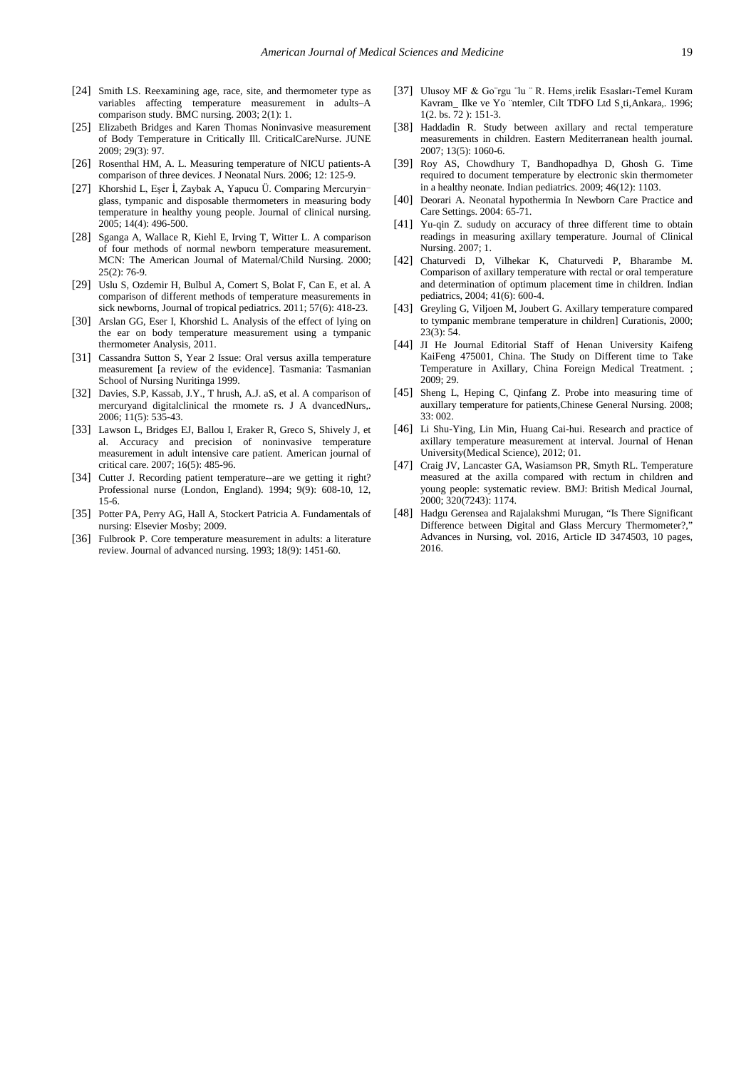[24] Smith LS. Reexamining age, race, site, and thermometer type as variables affecting temperature measurement in adults–A comparison study. BMC nursing. 2003; 2(1): 1.

[25] Elizabeth Bridges and Karen Thomas Noninvasive measurement of Body Temperature in Critically Ill. CriticalCareNurse. JUNE 2009; 29(3): 97.

[26] Rosenthal HM, A. L. Measuring temperature of NICU patients-A comparison of three devices. J Neonatal Nurs. 2006; 12: 125-9.

[27] Khorshid L, Eşer İ, Zaybak A, Yapucu Ü. Comparing Mercuryin−glass, tympanic and disposable thermometers in measuring body temperature in healthy young people. Journal of clinical nursing. 2005; 14(4): 496-500.

[28] Sganga A, Wallace R, Kiehl E, Irving T, Witter L. A comparison of four methods of normal newborn temperature measurement. MCN: The American Journal of Maternal/Child Nursing. 2000; 25(2): 76-9.

[29] Uslu S, Ozdemir H, Bulbul A, Comert S, Bolat F, Can E, et al. A comparison of different methods of temperature measurements in sick newborns, Journal of tropical pediatrics. 2011; 57(6): 418-23.

[30] Arslan GG, Eser I, Khorshid L. Analysis of the effect of lying on the ear on body temperature measurement using a tympanic thermometer Analysis, 2011.

[31] Cassandra Sutton S, Year 2 Issue: Oral versus axilla temperature measurement [a review of the evidence]. Tasmania: Tasmanian School of Nursing Nuritinga 1999.

[32] Davies, S.P, Kassab, J.Y., T hrush, A.J. aS, et al. A comparison of mercuryand digitalclinical the rmomete rs. J A dvancedNurs,. 2006; 11(5): 535-43.

[33] Lawson L, Bridges EJ, Ballou I, Eraker R, Greco S, Shively J, et al. Accuracy and precision of noninvasive temperature measurement in adult intensive care patient. American journal of critical care. 2007; 16(5): 485-96.

[34] Cutter J. Recording patient temperature--are we getting it right? Professional nurse (London, England). 1994; 9(9): 608-10, 12, 15-6.

[35] Potter PA, Perry AG, Hall A, Stockert Patricia A. Fundamentals of nursing: Elsevier Mosby; 2009.

[36] Fulbrook P. Core temperature measurement in adults: a literature review. Journal of advanced nursing. 1993; 18(9): 1451-60.

[37] Ulusoy MF & Go¨rgu ¨lu ¨ R. Hems¸irelik Esasları-Temel Kuram Kavram_ Ilke ve Yo ¨ntemler, Cilt TDFO Ltd S¸ti,Ankara,. 1996; 1(2. bs. 72 ): 151-3.

[38] Haddadin R. Study between axillary and rectal temperature measurements in children. Eastern Mediterranean health journal. 2007; 13(5): 1060-6.

[39] Roy AS, Chowdhury T, Bandhopadhya D, Ghosh G. Time required to document temperature by electronic skin thermometer in a healthy neonate. Indian pediatrics. 2009; 46(12): 1103.

[40] Deorari A. Neonatal hypothermia In Newborn Care Practice and Care Settings. 2004: 65-71.

[41] Yu-qin Z. sududy on accuracy of three different time to obtain readings in measuring axillary temperature. Journal of Clinical Nursing. 2007; 1.

[42] Chaturvedi D, Vilhekar K, Chaturvedi P, Bharambe M. Comparison of axillary temperature with rectal or oral temperature and determination of optimum placement time in children. Indian pediatrics, 2004; 41(6): 600-4.

[43] Greyling G, Viljoen M, Joubert G. Axillary temperature compared to tympanic membrane temperature in children] Curationis, 2000; 23(3): 54.

[44] JI He Journal Editorial Staff of Henan University Kaifeng KaiFeng 475001, China. The Study on Different time to Take Temperature in Axillary, China Foreign Medical Treatment. ; 2009; 29.

[45] Sheng L, Heping C, Qinfang Z. Probe into measuring time of auxillary temperature for patients,Chinese General Nursing. 2008; 33: 002.

[46] Li Shu-Ying, Lin Min, Huang Cai-hui. Research and practice of axillary temperature measurement at interval. Journal of Henan University(Medical Science), 2012; 01.

[47] Craig JV, Lancaster GA, Wasiamson PR, Smyth RL. Temperature measured at the axilla compared with rectum in children and young people: systematic review. BMJ: British Medical Journal, 2000; 320(7243): 1174.

[48] Hadgu Gerensea and Rajalakshmi Murugan, "Is There Significant Difference between Digital and Glass Mercury Thermometer?," Advances in Nursing, vol. 2016, Article ID 3474503, 10 pages, 2016.